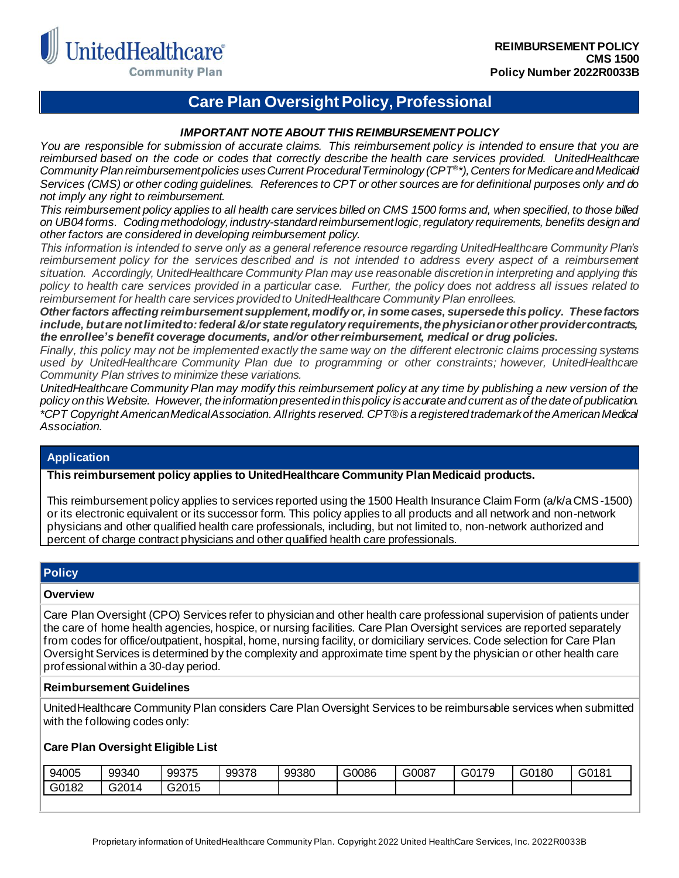UnitedHealthcare® Community Plan

**REIMBURSEMENT POLICY**
**CMS 1500**
**Policy Number 2022R0033B**

# Care Plan Oversight Policy, Professional

***IMPORTANT NOTE ABOUT THIS REIMBURSEMENT POLICY***

*You are responsible for submission of accurate claims. This reimbursement policy is intended to ensure that you are reimbursed based on the code or codes that correctly describe the health care services provided. UnitedHealthcare Community Plan reimbursement policies uses Current Procedural Terminology (CPT®\*), Centers for Medicare and Medicaid Services (CMS) or other coding guidelines. References to CPT or other sources are for definitional purposes only and do not imply any right to reimbursement.*

*This reimbursement policy applies to all health care services billed on CMS 1500 forms and, when specified, to those billed on UB04 forms. Coding methodology, industry-standard reimbursement logic, regulatory requirements, benefits design and other factors are considered in developing reimbursement policy.*

*This information is intended to serve only as a general reference resource regarding UnitedHealthcare Community Plan's reimbursement policy for the services described and is not intended to address every aspect of a reimbursement situation. Accordingly, UnitedHealthcare Community Plan may use reasonable discretion in interpreting and applying this policy to health care services provided in a particular case. Further, the policy does not address all issues related to reimbursement for health care services provided to UnitedHealthcare Community Plan enrollees.*

***Other factors affecting reimbursement supplement, modify or, in some cases, supersede this policy. These factors include, but are not limited to: federal &/or state regulatory requirements, the physician or other provider contracts, the enrollee's benefit coverage documents, and/or other reimbursement, medical or drug policies.***

*Finally, this policy may not be implemented exactly the same way on the different electronic claims processing systems used by UnitedHealthcare Community Plan due to programming or other constraints; however, UnitedHealthcare Community Plan strives to minimize these variations.*

*UnitedHealthcare Community Plan may modify this reimbursement policy at any time by publishing a new version of the policy on this Website. However, the information presented in this policy is accurate and current as of the date of publication.*

*\*CPT Copyright American Medical Association. All rights reserved. CPT® is a registered trademark of the American Medical Association.*

## Application

**This reimbursement policy applies to UnitedHealthcare Community Plan Medicaid products.**

This reimbursement policy applies to services reported using the 1500 Health Insurance Claim Form (a/k/a CMS-1500) or its electronic equivalent or its successor form. This policy applies to all products and all network and non-network physicians and other qualified health care professionals, including, but not limited to, non-network authorized and percent of charge contract physicians and other qualified health care professionals.

## Policy

### Overview

Care Plan Oversight (CPO) Services refer to physician and other health care professional supervision of patients under the care of home health agencies, hospice, or nursing facilities. Care Plan Oversight services are reported separately from codes for office/outpatient, hospital, home, nursing facility, or domiciliary services. Code selection for Care Plan Oversight Services is determined by the complexity and approximate time spent by the physician or other health care professional within a 30-day period.

### Reimbursement Guidelines

UnitedHealthcare Community Plan considers Care Plan Oversight Services to be reimbursable services when submitted with the following codes only:

**Care Plan Oversight Eligible List**

| | | | | | | | | | |
|---|---|---|---|---|---|---|---|---|---|
| 94005 | 99340 | 99375 | 99378 | 99380 | G0086 | G0087 | G0179 | G0180 | G0181 |
| G0182 | G2014 | G2015 | | | | | | | |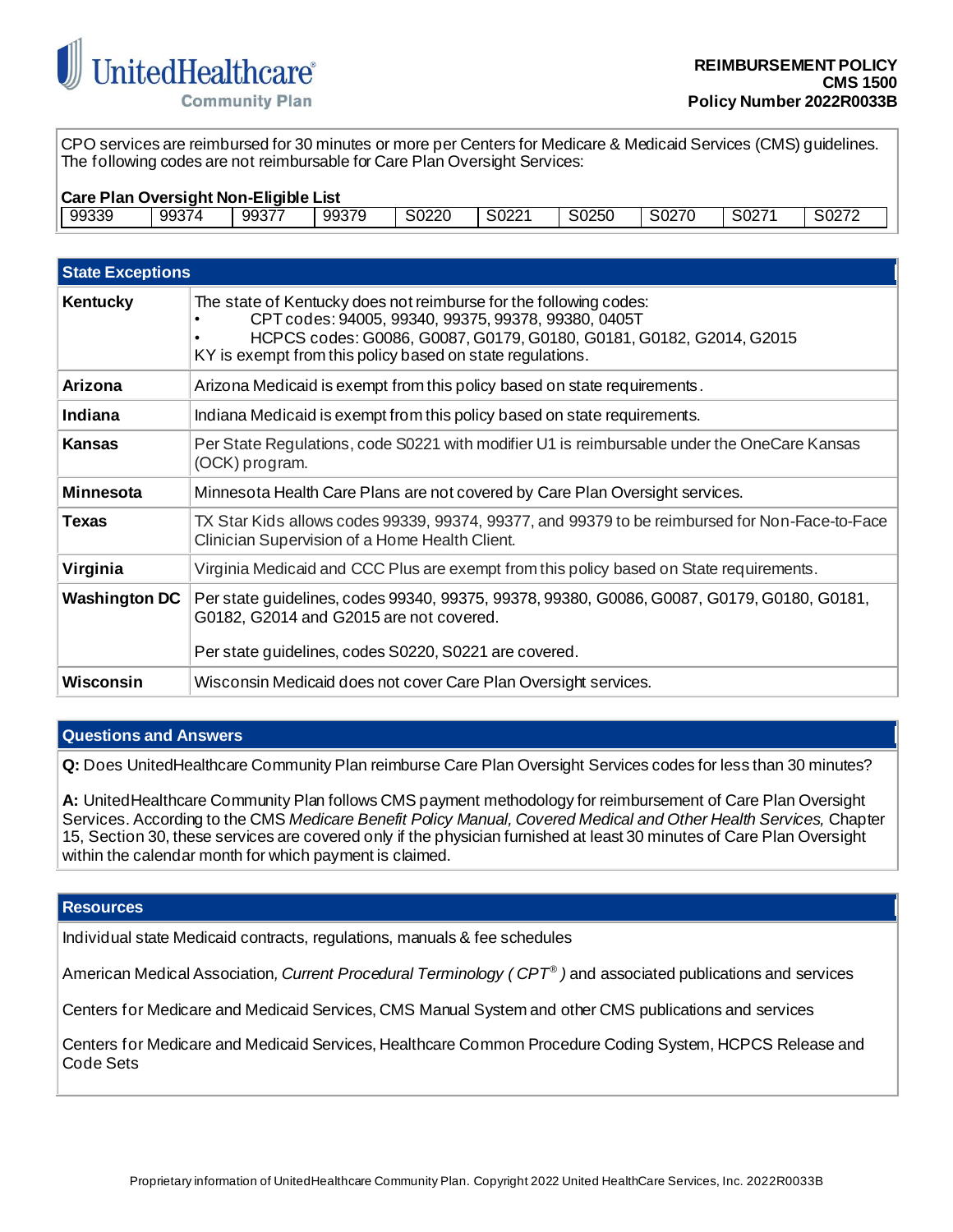CPO services are reimbursed for 30 minutes or more per Centers for Medicare & Medicaid Services (CMS) guidelines. The following codes are not reimbursable for Care Plan Oversight Services:

**Care Plan Oversight Non-Eligible List**

| 99339 | 99374 | 99377 | 99379 | S0220 | S0221 | S0250 | S0270 | S0271 | S0272 |
|---|---|---|---|---|---|---|---|---|---|

## State Exceptions

| State | Exception |
|---|---|
| **Kentucky** | The state of Kentucky does not reimburse for the following codes:<br>• CPT codes: 94005, 99340, 99375, 99378, 99380, 0405T<br>• HCPCS codes: G0086, G0087, G0179, G0180, G0181, G0182, G2014, G2015<br>KY is exempt from this policy based on state regulations. |
| **Arizona** | Arizona Medicaid is exempt from this policy based on state requirements. |
| **Indiana** | Indiana Medicaid is exempt from this policy based on state requirements. |
| **Kansas** | Per State Regulations, code S0221 with modifier U1 is reimbursable under the OneCare Kansas (OCK) program. |
| **Minnesota** | Minnesota Health Care Plans are not covered by Care Plan Oversight services. |
| **Texas** | TX Star Kids allows codes 99339, 99374, 99377, and 99379 to be reimbursed for Non-Face-to-Face Clinician Supervision of a Home Health Client. |
| **Virginia** | Virginia Medicaid and CCC Plus are exempt from this policy based on State requirements. |
| **Washington DC** | Per state guidelines, codes 99340, 99375, 99378, 99380, G0086, G0087, G0179, G0180, G0181, G0182, G2014 and G2015 are not covered.<br><br>Per state guidelines, codes S0220, S0221 are covered. |
| **Wisconsin** | Wisconsin Medicaid does not cover Care Plan Oversight services. |

## Questions and Answers

**Q:** Does UnitedHealthcare Community Plan reimburse Care Plan Oversight Services codes for less than 30 minutes?

**A:** UnitedHealthcare Community Plan follows CMS payment methodology for reimbursement of Care Plan Oversight Services. According to the CMS *Medicare Benefit Policy Manual, Covered Medical and Other Health Services,* Chapter 15, Section 30, these services are covered only if the physician furnished at least 30 minutes of Care Plan Oversight within the calendar month for which payment is claimed.

## Resources

Individual state Medicaid contracts, regulations, manuals & fee schedules

American Medical Association, *Current Procedural Terminology (CPT®)* and associated publications and services

Centers for Medicare and Medicaid Services, CMS Manual System and other CMS publications and services

Centers for Medicare and Medicaid Services, Healthcare Common Procedure Coding System, HCPCS Release and Code Sets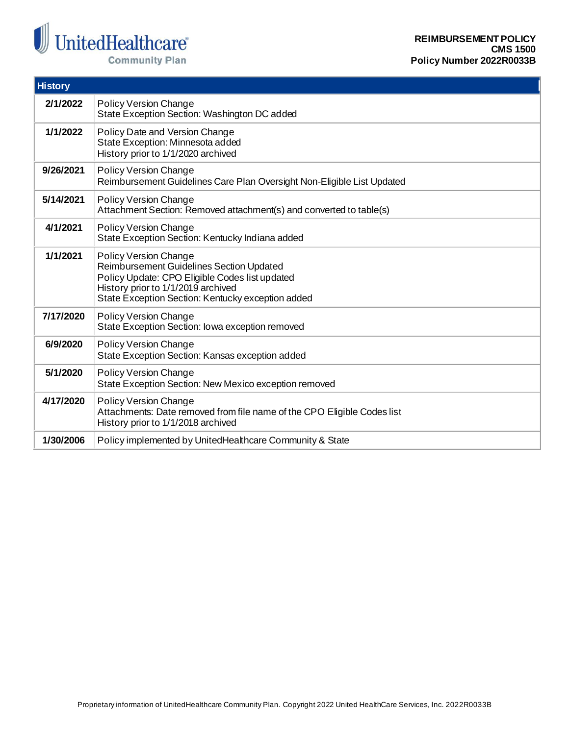| History | |
| --- | --- |
| **2/1/2022** | Policy Version Change<br>State Exception Section: Washington DC added |
| **1/1/2022** | Policy Date and Version Change<br>State Exception: Minnesota added<br>History prior to 1/1/2020 archived |
| **9/26/2021** | Policy Version Change<br>Reimbursement Guidelines Care Plan Oversight Non-Eligible List Updated |
| **5/14/2021** | Policy Version Change<br>Attachment Section: Removed attachment(s) and converted to table(s) |
| **4/1/2021** | Policy Version Change<br>State Exception Section: Kentucky Indiana added |
| **1/1/2021** | Policy Version Change<br>Reimbursement Guidelines Section Updated<br>Policy Update: CPO Eligible Codes list updated<br>History prior to 1/1/2019 archived<br>State Exception Section: Kentucky exception added |
| **7/17/2020** | Policy Version Change<br>State Exception Section: Iowa exception removed |
| **6/9/2020** | Policy Version Change<br>State Exception Section: Kansas exception added |
| **5/1/2020** | Policy Version Change<br>State Exception Section: New Mexico exception removed |
| **4/17/2020** | Policy Version Change<br>Attachments: Date removed from file name of the CPO Eligible Codes list<br>History prior to 1/1/2018 archived |
| **1/30/2006** | Policy implemented by UnitedHealthcare Community & State |